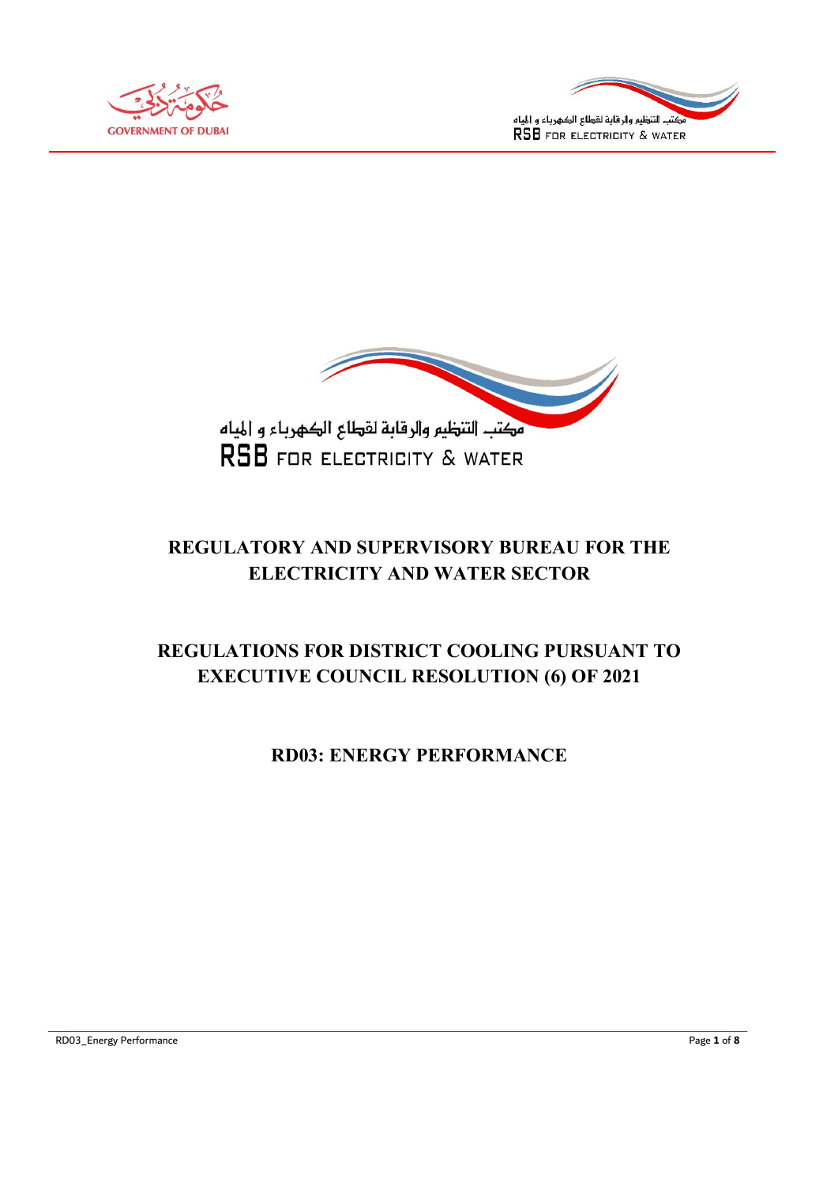مكتب التنظيم والرقابة لقطاع الكهرباء و المياه

RSB FOR ELECTRICITY & WATER

# REGULATORY AND SUPERVISORY BUREAU FOR THE ELECTRICITY AND WATER SECTOR

# REGULATIONS FOR DISTRICT COOLING PURSUANT TO EXECUTIVE COUNCIL RESOLUTION (6) OF 2021

# RD03: ENERGY PERFORMANCE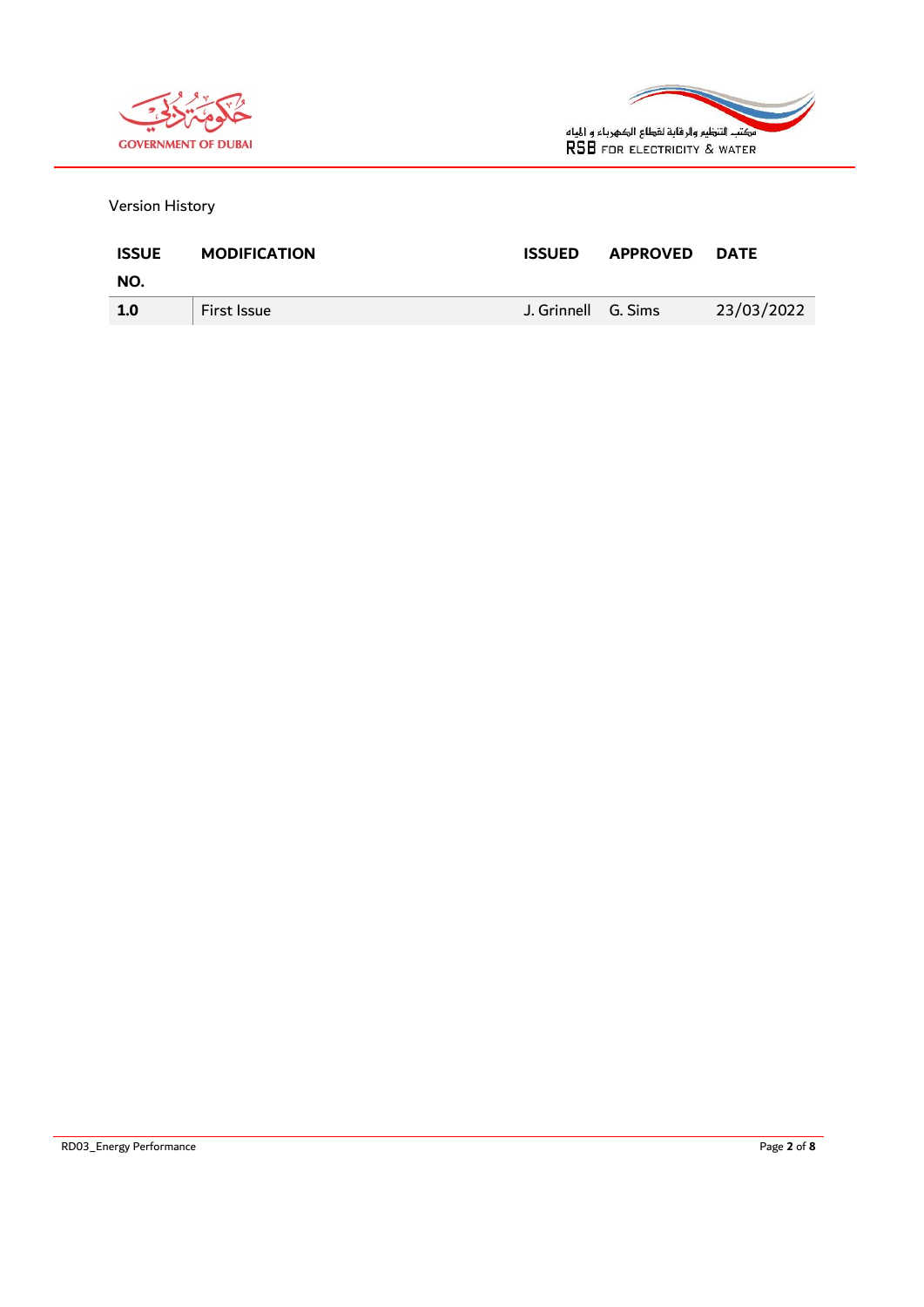Version History

| ISSUE NO. | MODIFICATION | ISSUED | APPROVED | DATE |
|---|---|---|---|---|
| **1.0** | First Issue | J. Grinnell | G. Sims | 23/03/2022 |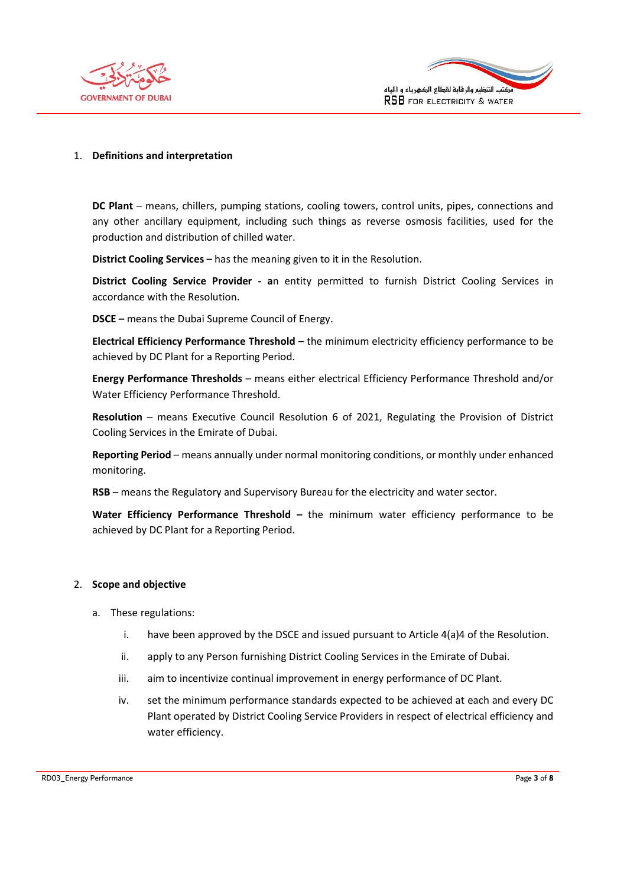## 1. Definitions and interpretation

**DC Plant** – means, chillers, pumping stations, cooling towers, control units, pipes, connections and any other ancillary equipment, including such things as reverse osmosis facilities, used for the production and distribution of chilled water.

**District Cooling Services –** has the meaning given to it in the Resolution.

**District Cooling Service Provider - a**n entity permitted to furnish District Cooling Services in accordance with the Resolution.

**DSCE –** means the Dubai Supreme Council of Energy.

**Electrical Efficiency Performance Threshold** – the minimum electricity efficiency performance to be achieved by DC Plant for a Reporting Period.

**Energy Performance Thresholds** – means either electrical Efficiency Performance Threshold and/or Water Efficiency Performance Threshold.

**Resolution** – means Executive Council Resolution 6 of 2021, Regulating the Provision of District Cooling Services in the Emirate of Dubai.

**Reporting Period** – means annually under normal monitoring conditions, or monthly under enhanced monitoring.

**RSB** – means the Regulatory and Supervisory Bureau for the electricity and water sector.

**Water Efficiency Performance Threshold –** the minimum water efficiency performance to be achieved by DC Plant for a Reporting Period.

## 2. Scope and objective

a. These regulations:

   i. have been approved by the DSCE and issued pursuant to Article 4(a)4 of the Resolution.

   ii. apply to any Person furnishing District Cooling Services in the Emirate of Dubai.

   iii. aim to incentivize continual improvement in energy performance of DC Plant.

   iv. set the minimum performance standards expected to be achieved at each and every DC Plant operated by District Cooling Service Providers in respect of electrical efficiency and water efficiency.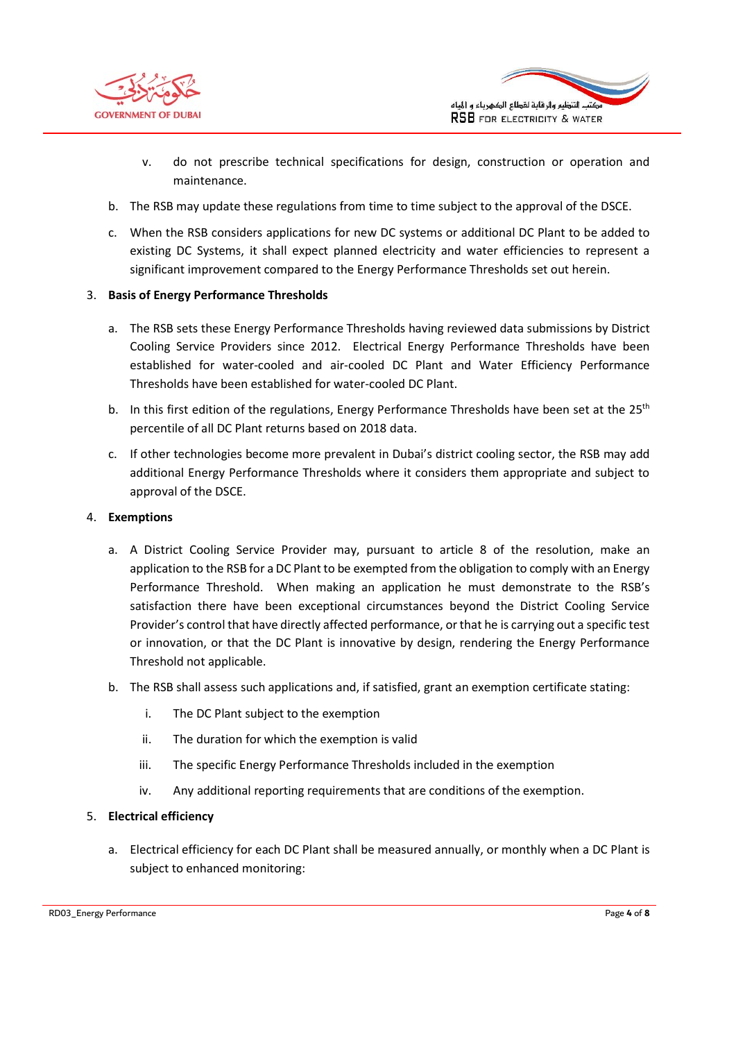v. do not prescribe technical specifications for design, construction or operation and maintenance.

b. The RSB may update these regulations from time to time subject to the approval of the DSCE.

c. When the RSB considers applications for new DC systems or additional DC Plant to be added to existing DC Systems, it shall expect planned electricity and water efficiencies to represent a significant improvement compared to the Energy Performance Thresholds set out herein.

3. **Basis of Energy Performance Thresholds**

   a. The RSB sets these Energy Performance Thresholds having reviewed data submissions by District Cooling Service Providers since 2012. Electrical Energy Performance Thresholds have been established for water-cooled and air-cooled DC Plant and Water Efficiency Performance Thresholds have been established for water-cooled DC Plant.

   b. In this first edition of the regulations, Energy Performance Thresholds have been set at the 25$^{th}$ percentile of all DC Plant returns based on 2018 data.

   c. If other technologies become more prevalent in Dubai's district cooling sector, the RSB may add additional Energy Performance Thresholds where it considers them appropriate and subject to approval of the DSCE.

4. **Exemptions**

   a. A District Cooling Service Provider may, pursuant to article 8 of the resolution, make an application to the RSB for a DC Plant to be exempted from the obligation to comply with an Energy Performance Threshold. When making an application he must demonstrate to the RSB's satisfaction there have been exceptional circumstances beyond the District Cooling Service Provider's control that have directly affected performance, or that he is carrying out a specific test or innovation, or that the DC Plant is innovative by design, rendering the Energy Performance Threshold not applicable.

   b. The RSB shall assess such applications and, if satisfied, grant an exemption certificate stating:

      i. The DC Plant subject to the exemption

      ii. The duration for which the exemption is valid

      iii. The specific Energy Performance Thresholds included in the exemption

      iv. Any additional reporting requirements that are conditions of the exemption.

5. **Electrical efficiency**

   a. Electrical efficiency for each DC Plant shall be measured annually, or monthly when a DC Plant is subject to enhanced monitoring: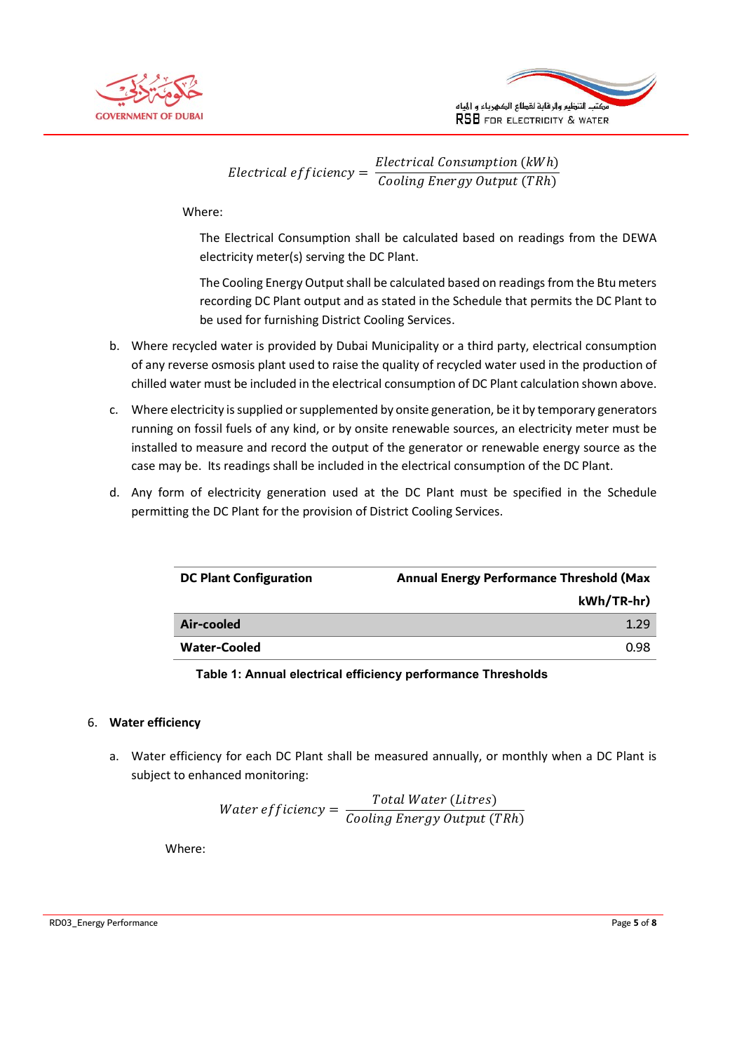$$Electrical\ efficiency = \frac{Electrical\ Consumption\ (kWh)}{Cooling\ Energy\ Output\ (TRh)}$$

Where:

The Electrical Consumption shall be calculated based on readings from the DEWA electricity meter(s) serving the DC Plant.

The Cooling Energy Output shall be calculated based on readings from the Btu meters recording DC Plant output and as stated in the Schedule that permits the DC Plant to be used for furnishing District Cooling Services.

b. Where recycled water is provided by Dubai Municipality or a third party, electrical consumption of any reverse osmosis plant used to raise the quality of recycled water used in the production of chilled water must be included in the electrical consumption of DC Plant calculation shown above.

c. Where electricity is supplied or supplemented by onsite generation, be it by temporary generators running on fossil fuels of any kind, or by onsite renewable sources, an electricity meter must be installed to measure and record the output of the generator or renewable energy source as the case may be. Its readings shall be included in the electrical consumption of the DC Plant.

d. Any form of electricity generation used at the DC Plant must be specified in the Schedule permitting the DC Plant for the provision of District Cooling Services.

| DC Plant Configuration | Annual Energy Performance Threshold (Max kWh/TR-hr) |
|---|---|
| **Air-cooled** | 1.29 |
| **Water-Cooled** | 0.98 |

**Table 1: Annual electrical efficiency performance Thresholds**

6. **Water efficiency**

a. Water efficiency for each DC Plant shall be measured annually, or monthly when a DC Plant is subject to enhanced monitoring:

$$Water\ efficiency = \frac{Total\ Water\ (Litres)}{Cooling\ Energy\ Output\ (TRh)}$$

Where: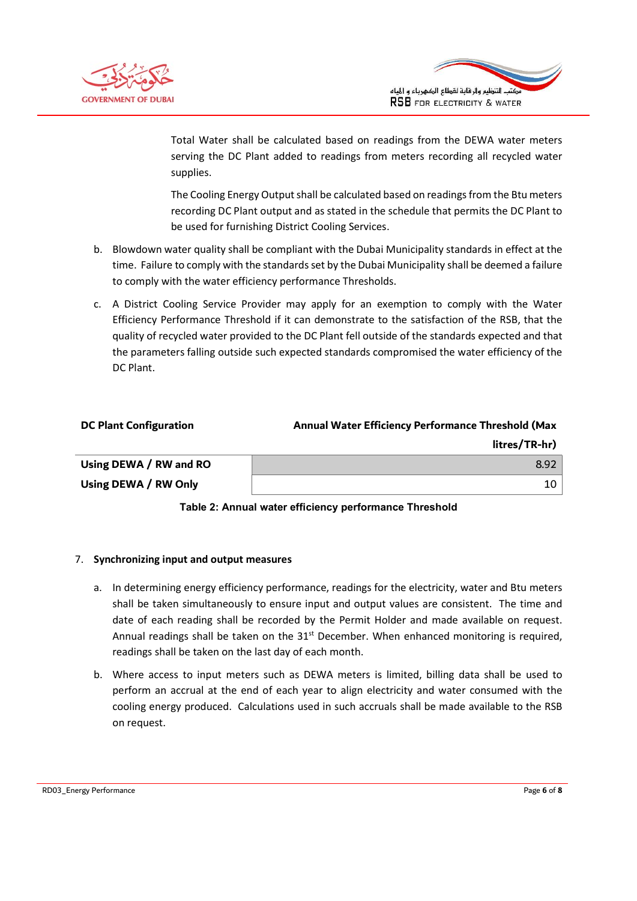Total Water shall be calculated based on readings from the DEWA water meters serving the DC Plant added to readings from meters recording all recycled water supplies.

The Cooling Energy Output shall be calculated based on readings from the Btu meters recording DC Plant output and as stated in the schedule that permits the DC Plant to be used for furnishing District Cooling Services.

b. Blowdown water quality shall be compliant with the Dubai Municipality standards in effect at the time. Failure to comply with the standards set by the Dubai Municipality shall be deemed a failure to comply with the water efficiency performance Thresholds.

c. A District Cooling Service Provider may apply for an exemption to comply with the Water Efficiency Performance Threshold if it can demonstrate to the satisfaction of the RSB, that the quality of recycled water provided to the DC Plant fell outside of the standards expected and that the parameters falling outside such expected standards compromised the water efficiency of the DC Plant.

| DC Plant Configuration | Annual Water Efficiency Performance Threshold (Max litres/TR-hr) |
|---|---|
| Using DEWA / RW and RO | 8.92 |
| Using DEWA / RW Only | 10 |

**Table 2: Annual water efficiency performance Threshold**

7. **Synchronizing input and output measures**

a. In determining energy efficiency performance, readings for the electricity, water and Btu meters shall be taken simultaneously to ensure input and output values are consistent. The time and date of each reading shall be recorded by the Permit Holder and made available on request. Annual readings shall be taken on the 31st December. When enhanced monitoring is required, readings shall be taken on the last day of each month.

b. Where access to input meters such as DEWA meters is limited, billing data shall be used to perform an accrual at the end of each year to align electricity and water consumed with the cooling energy produced. Calculations used in such accruals shall be made available to the RSB on request.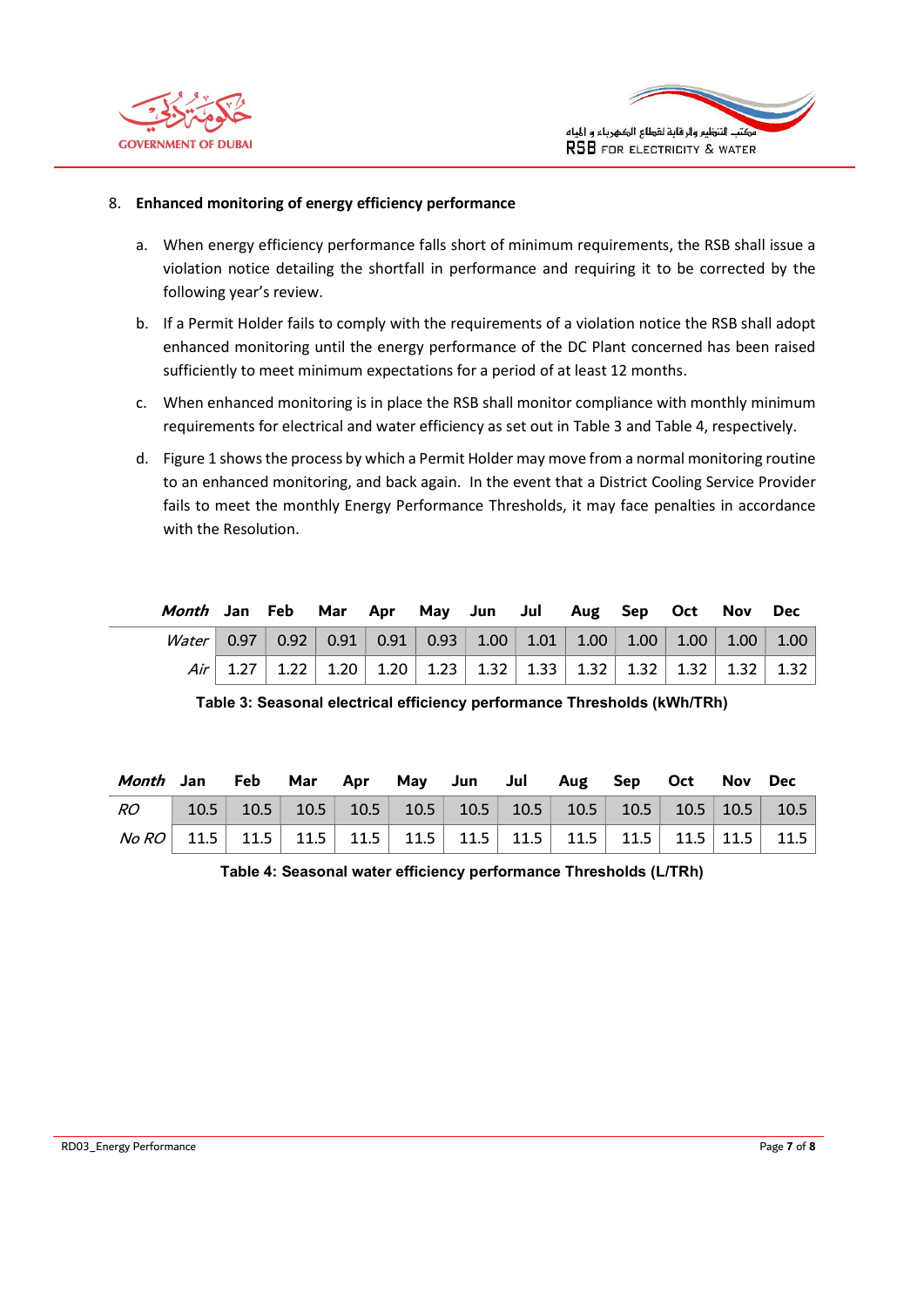8. **Enhanced monitoring of energy efficiency performance**

   a. When energy efficiency performance falls short of minimum requirements, the RSB shall issue a violation notice detailing the shortfall in performance and requiring it to be corrected by the following year's review.

   b. If a Permit Holder fails to comply with the requirements of a violation notice the RSB shall adopt enhanced monitoring until the energy performance of the DC Plant concerned has been raised sufficiently to meet minimum expectations for a period of at least 12 months.

   c. When enhanced monitoring is in place the RSB shall monitor compliance with monthly minimum requirements for electrical and water efficiency as set out in Table 3 and Table 4, respectively.

   d. Figure 1 shows the process by which a Permit Holder may move from a normal monitoring routine to an enhanced monitoring, and back again. In the event that a District Cooling Service Provider fails to meet the monthly Energy Performance Thresholds, it may face penalties in accordance with the Resolution.

| *Month* | Jan | Feb | Mar | Apr | May | Jun | Jul | Aug | Sep | Oct | Nov | Dec |
|---|---|---|---|---|---|---|---|---|---|---|---|---|
| *Water* | 0.97 | 0.92 | 0.91 | 0.91 | 0.93 | 1.00 | 1.01 | 1.00 | 1.00 | 1.00 | 1.00 | 1.00 |
| *Air* | 1.27 | 1.22 | 1.20 | 1.20 | 1.23 | 1.32 | 1.33 | 1.32 | 1.32 | 1.32 | 1.32 | 1.32 |

**Table 3: Seasonal electrical efficiency performance Thresholds (kWh/TRh)**

| *Month* | Jan | Feb | Mar | Apr | May | Jun | Jul | Aug | Sep | Oct | Nov | Dec |
|---|---|---|---|---|---|---|---|---|---|---|---|---|
| *RO* | 10.5 | 10.5 | 10.5 | 10.5 | 10.5 | 10.5 | 10.5 | 10.5 | 10.5 | 10.5 | 10.5 | 10.5 |
| *No RO* | 11.5 | 11.5 | 11.5 | 11.5 | 11.5 | 11.5 | 11.5 | 11.5 | 11.5 | 11.5 | 11.5 | 11.5 |

**Table 4: Seasonal water efficiency performance Thresholds (L/TRh)**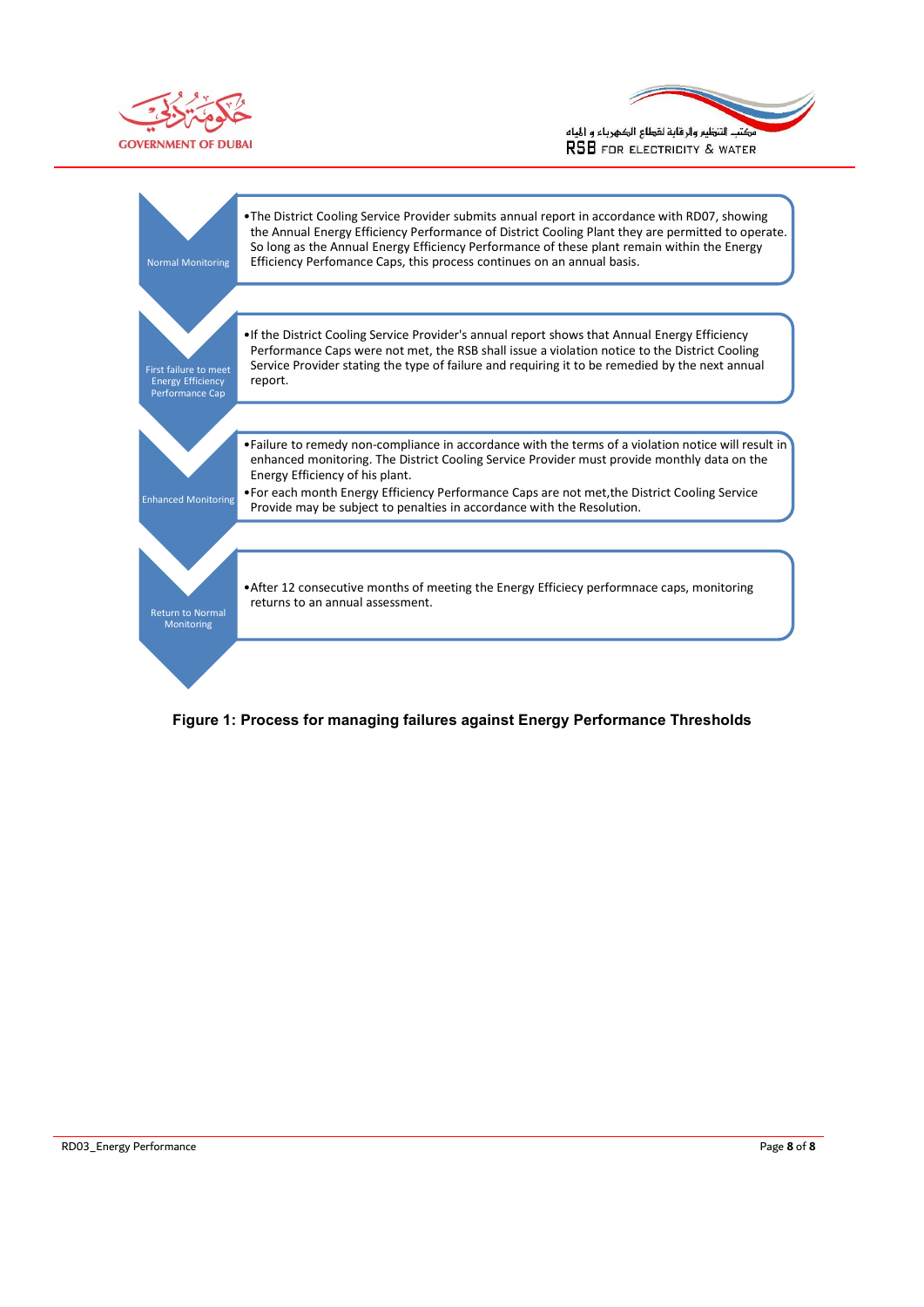**Normal Monitoring**

- The District Cooling Service Provider submits annual report in accordance with RD07, showing the Annual Energy Efficiency Performance of District Cooling Plant they are permitted to operate. So long as the Annual Energy Efficiency Performance of these plant remain within the Energy Efficiency Perfomance Caps, this process continues on an annual basis.

**First failure to meet Energy Efficiency Performance Cap**

- If the District Cooling Service Provider's annual report shows that Annual Energy Efficiency Performance Caps were not met, the RSB shall issue a violation notice to the District Cooling Service Provider stating the type of failure and requiring it to be remedied by the next annual report.

**Enhanced Monitoring**

- Failure to remedy non-compliance in accordance with the terms of a violation notice will result in enhanced monitoring. The District Cooling Service Provider must provide monthly data on the Energy Efficiency of his plant.
- For each month Energy Efficiency Performance Caps are not met,the District Cooling Service Provide may be subject to penalties in accordance with the Resolution.

**Return to Normal Monitoring**

- After 12 consecutive months of meeting the Energy Efficiecy performnace caps, monitoring returns to an annual assessment.

**Figure 1: Process for managing failures against Energy Performance Thresholds**